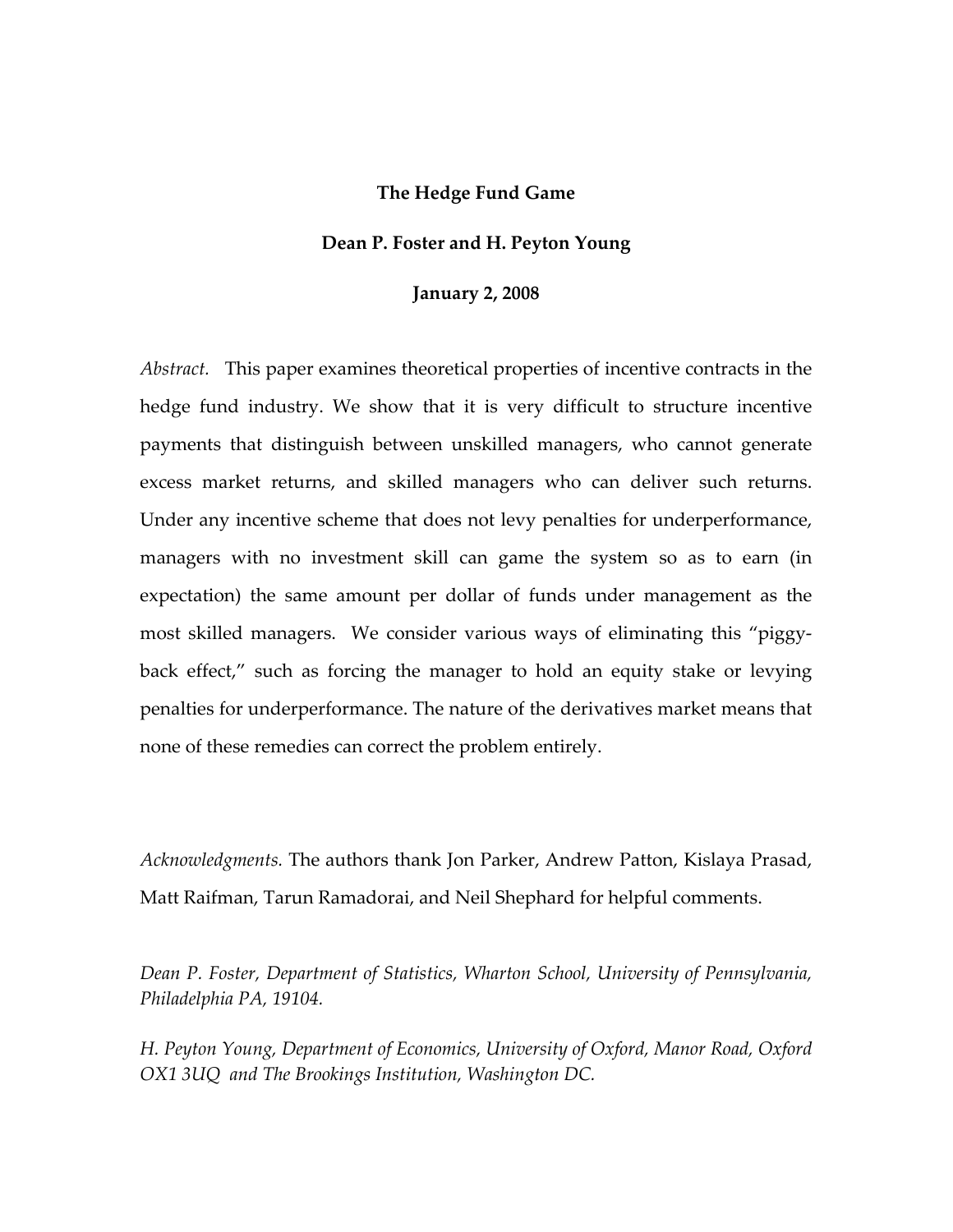# The Hedge Fund Game

**Dean P. Foster and H. Peyton Young**

**January 2, 2008**

*Abstract.* This paper examines theoretical properties of incentive contracts in the hedge fund industry. We show that it is very difficult to structure incentive payments that distinguish between unskilled managers, who cannot generate excess market returns, and skilled managers who can deliver such returns. Under any incentive scheme that does not levy penalties for underperformance, managers with no investment skill can game the system so as to earn (in expectation) the same amount per dollar of funds under management as the most skilled managers. We consider various ways of eliminating this "piggy-back effect," such as forcing the manager to hold an equity stake or levying penalties for underperformance. The nature of the derivatives market means that none of these remedies can correct the problem entirely.

*Acknowledgments.* The authors thank Jon Parker, Andrew Patton, Kislaya Prasad, Matt Raifman, Tarun Ramadorai, and Neil Shephard for helpful comments.

*Dean P. Foster, Department of Statistics, Wharton School, University of Pennsylvania, Philadelphia PA, 19104.*

*H. Peyton Young, Department of Economics, University of Oxford, Manor Road, Oxford OX1 3UQ and The Brookings Institution, Washington DC.*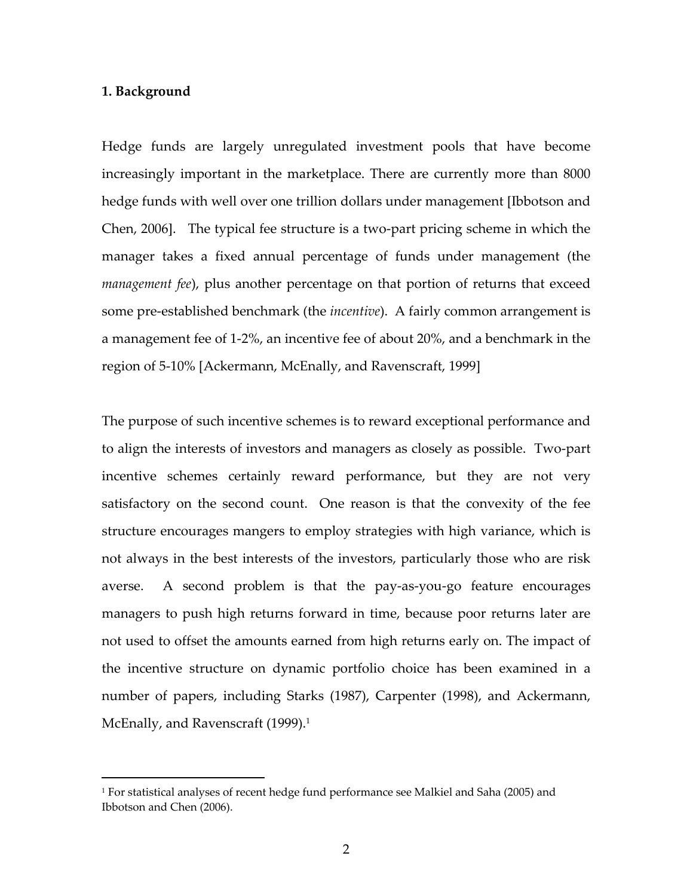## 1. Background

Hedge funds are largely unregulated investment pools that have become increasingly important in the marketplace. There are currently more than 8000 hedge funds with well over one trillion dollars under management [Ibbotson and Chen, 2006]. The typical fee structure is a two-part pricing scheme in which the manager takes a fixed annual percentage of funds under management (the *management fee*), plus another percentage on that portion of returns that exceed some pre-established benchmark (the *incentive*). A fairly common arrangement is a management fee of 1-2%, an incentive fee of about 20%, and a benchmark in the region of 5-10% [Ackermann, McEnally, and Ravenscraft, 1999]

The purpose of such incentive schemes is to reward exceptional performance and to align the interests of investors and managers as closely as possible. Two-part incentive schemes certainly reward performance, but they are not very satisfactory on the second count. One reason is that the convexity of the fee structure encourages mangers to employ strategies with high variance, which is not always in the best interests of the investors, particularly those who are risk averse. A second problem is that the pay-as-you-go feature encourages managers to push high returns forward in time, because poor returns later are not used to offset the amounts earned from high returns early on. The impact of the incentive structure on dynamic portfolio choice has been examined in a number of papers, including Starks (1987), Carpenter (1998), and Ackermann, McEnally, and Ravenscraft (1999).[1]

[1] For statistical analyses of recent hedge fund performance see Malkiel and Saha (2005) and Ibbotson and Chen (2006).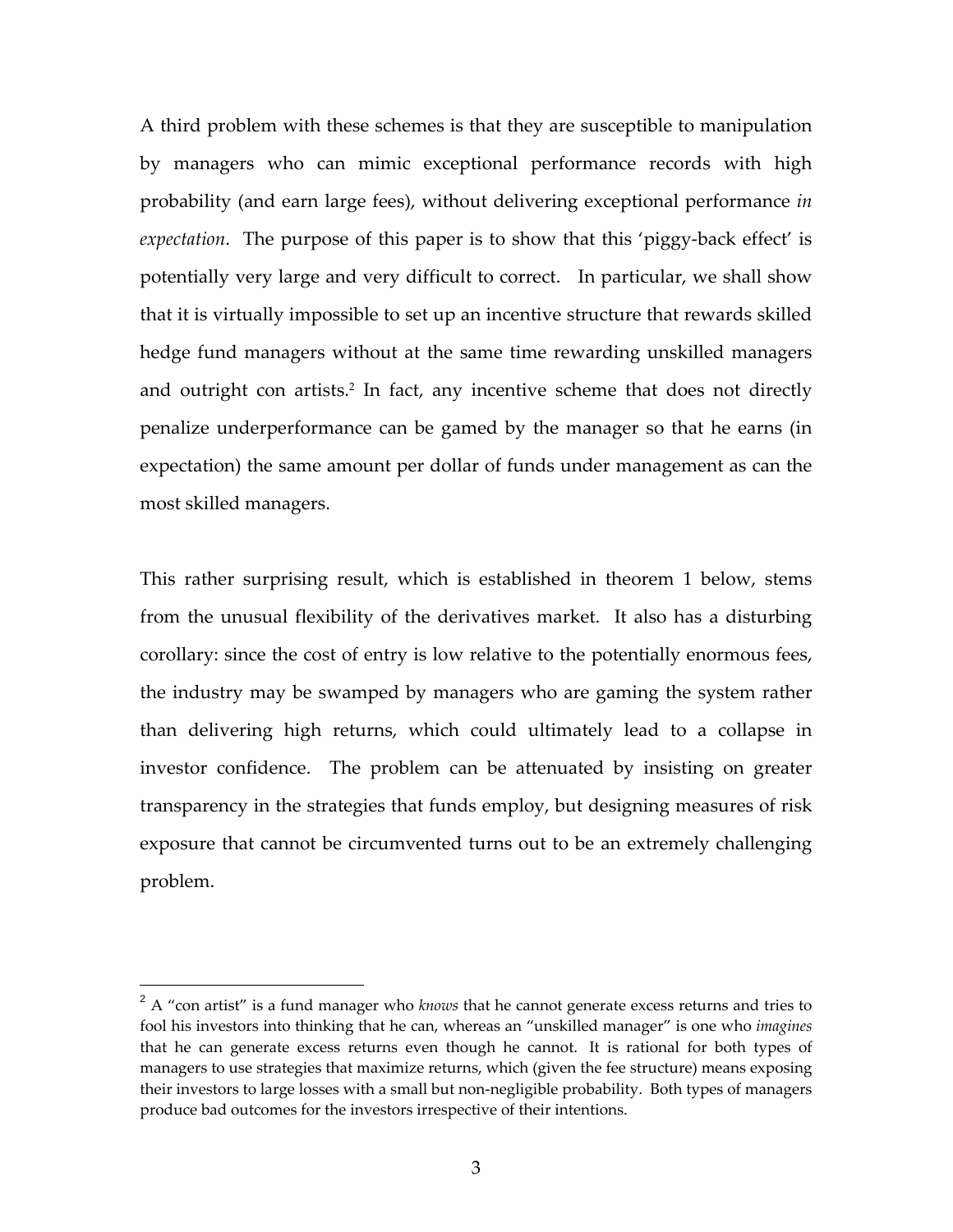A third problem with these schemes is that they are susceptible to manipulation by managers who can mimic exceptional performance records with high probability (and earn large fees), without delivering exceptional performance *in expectation*. The purpose of this paper is to show that this 'piggy-back effect' is potentially very large and very difficult to correct. In particular, we shall show that it is virtually impossible to set up an incentive structure that rewards skilled hedge fund managers without at the same time rewarding unskilled managers and outright con artists.[2] In fact, any incentive scheme that does not directly penalize underperformance can be gamed by the manager so that he earns (in expectation) the same amount per dollar of funds under management as can the most skilled managers.

This rather surprising result, which is established in theorem 1 below, stems from the unusual flexibility of the derivatives market. It also has a disturbing corollary: since the cost of entry is low relative to the potentially enormous fees, the industry may be swamped by managers who are gaming the system rather than delivering high returns, which could ultimately lead to a collapse in investor confidence. The problem can be attenuated by insisting on greater transparency in the strategies that funds employ, but designing measures of risk exposure that cannot be circumvented turns out to be an extremely challenging problem.

---

[2] A "con artist" is a fund manager who *knows* that he cannot generate excess returns and tries to fool his investors into thinking that he can, whereas an "unskilled manager" is one who *imagines* that he can generate excess returns even though he cannot. It is rational for both types of managers to use strategies that maximize returns, which (given the fee structure) means exposing their investors to large losses with a small but non-negligible probability. Both types of managers produce bad outcomes for the investors irrespective of their intentions.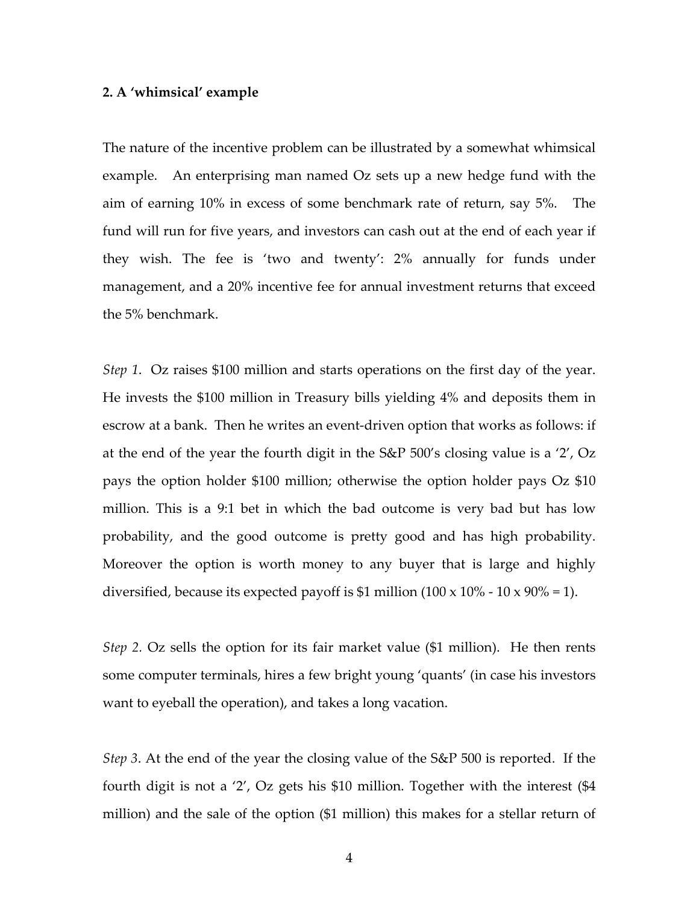## 2. A 'whimsical' example

The nature of the incentive problem can be illustrated by a somewhat whimsical example. An enterprising man named Oz sets up a new hedge fund with the aim of earning 10% in excess of some benchmark rate of return, say 5%. The fund will run for five years, and investors can cash out at the end of each year if they wish. The fee is 'two and twenty': 2% annually for funds under management, and a 20% incentive fee for annual investment returns that exceed the 5% benchmark.

*Step 1.* Oz raises \$100 million and starts operations on the first day of the year. He invests the \$100 million in Treasury bills yielding 4% and deposits them in escrow at a bank. Then he writes an event-driven option that works as follows: if at the end of the year the fourth digit in the S&P 500's closing value is a '2', Oz pays the option holder \$100 million; otherwise the option holder pays Oz \$10 million. This is a 9:1 bet in which the bad outcome is very bad but has low probability, and the good outcome is pretty good and has high probability. Moreover the option is worth money to any buyer that is large and highly diversified, because its expected payoff is \$1 million (100 x 10% - 10 x 90% = 1).

*Step 2.* Oz sells the option for its fair market value (\$1 million). He then rents some computer terminals, hires a few bright young 'quants' (in case his investors want to eyeball the operation), and takes a long vacation.

*Step 3*. At the end of the year the closing value of the S&P 500 is reported. If the fourth digit is not a '2', Oz gets his \$10 million. Together with the interest (\$4 million) and the sale of the option (\$1 million) this makes for a stellar return of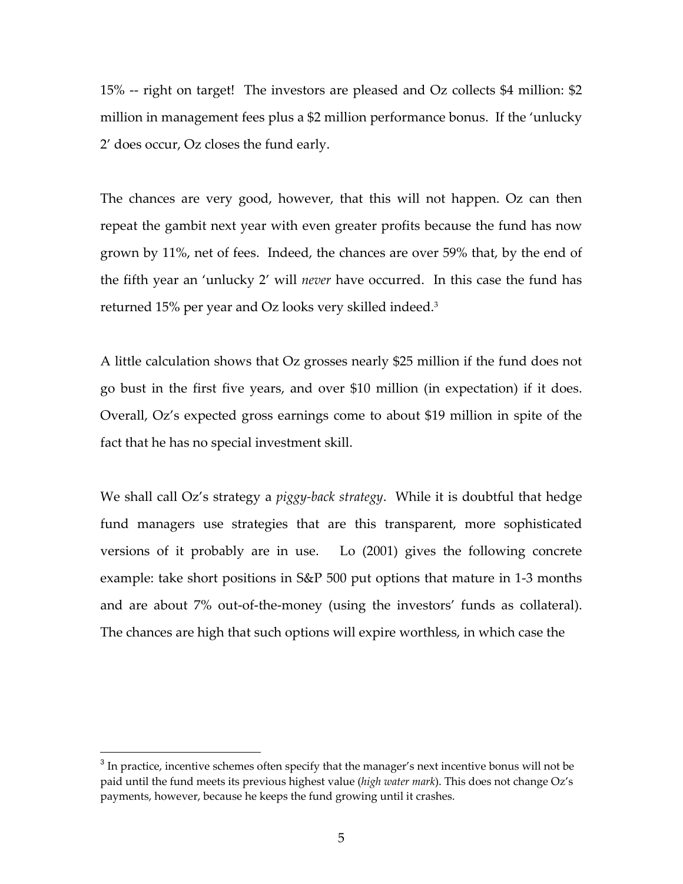15% -- right on target! The investors are pleased and Oz collects $4 million: $2 million in management fees plus a $2 million performance bonus. If the 'unlucky 2' does occur, Oz closes the fund early.

The chances are very good, however, that this will not happen. Oz can then repeat the gambit next year with even greater profits because the fund has now grown by 11%, net of fees. Indeed, the chances are over 59% that, by the end of the fifth year an 'unlucky 2' will *never* have occurred. In this case the fund has returned 15% per year and Oz looks very skilled indeed.[3]

A little calculation shows that Oz grosses nearly $25 million if the fund does not go bust in the first five years, and over $10 million (in expectation) if it does. Overall, Oz's expected gross earnings come to about $19 million in spite of the fact that he has no special investment skill.

We shall call Oz's strategy a *piggy-back strategy*. While it is doubtful that hedge fund managers use strategies that are this transparent, more sophisticated versions of it probably are in use. Lo (2001) gives the following concrete example: take short positions in S&P 500 put options that mature in 1-3 months and are about 7% out-of-the-money (using the investors' funds as collateral). The chances are high that such options will expire worthless, in which case the

---

[3] In practice, incentive schemes often specify that the manager's next incentive bonus will not be paid until the fund meets its previous highest value (*high water mark*). This does not change Oz's payments, however, because he keeps the fund growing until it crashes.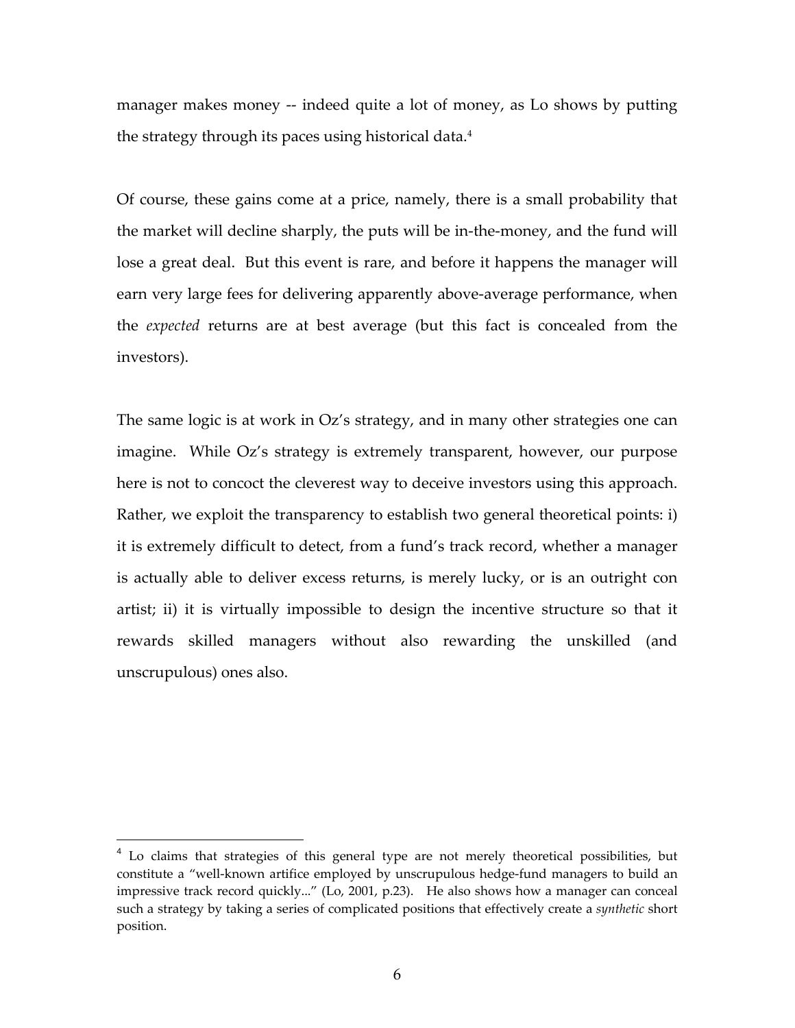manager makes money -- indeed quite a lot of money, as Lo shows by putting the strategy through its paces using historical data.[4]

Of course, these gains come at a price, namely, there is a small probability that the market will decline sharply, the puts will be in-the-money, and the fund will lose a great deal. But this event is rare, and before it happens the manager will earn very large fees for delivering apparently above-average performance, when the *expected* returns are at best average (but this fact is concealed from the investors).

The same logic is at work in Oz's strategy, and in many other strategies one can imagine. While Oz's strategy is extremely transparent, however, our purpose here is not to concoct the cleverest way to deceive investors using this approach. Rather, we exploit the transparency to establish two general theoretical points: i) it is extremely difficult to detect, from a fund's track record, whether a manager is actually able to deliver excess returns, is merely lucky, or is an outright con artist; ii) it is virtually impossible to design the incentive structure so that it rewards skilled managers without also rewarding the unskilled (and unscrupulous) ones also.

---

[4] Lo claims that strategies of this general type are not merely theoretical possibilities, but constitute a "well-known artifice employed by unscrupulous hedge-fund managers to build an impressive track record quickly..." (Lo, 2001, p.23). He also shows how a manager can conceal such a strategy by taking a series of complicated positions that effectively create a *synthetic* short position.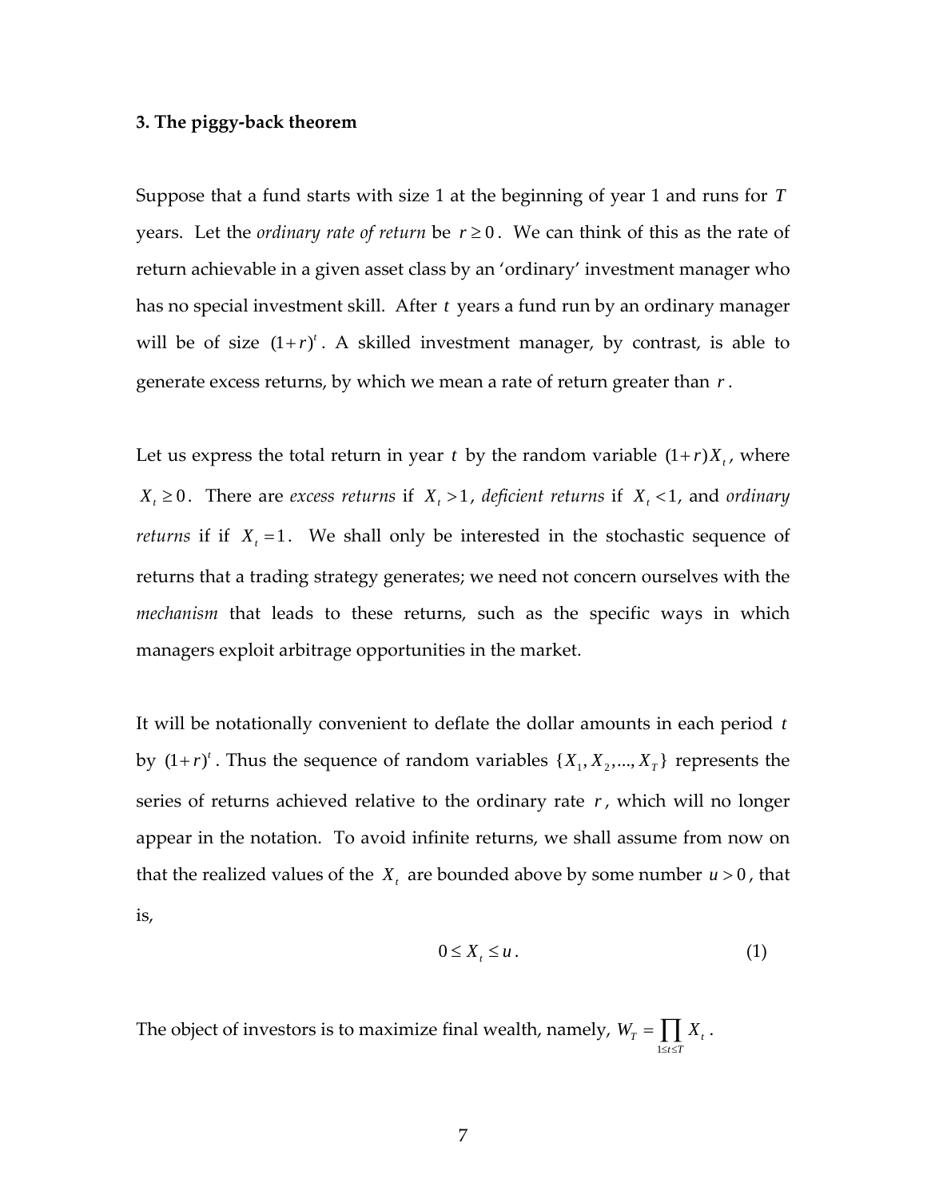### 3. The piggy-back theorem

Suppose that a fund starts with size 1 at the beginning of year 1 and runs for $T$ years. Let the *ordinary rate of return* be $r \geq 0$. We can think of this as the rate of return achievable in a given asset class by an 'ordinary' investment manager who has no special investment skill. After $t$ years a fund run by an ordinary manager will be of size $(1+r)^t$. A skilled investment manager, by contrast, is able to generate excess returns, by which we mean a rate of return greater than $r$.

Let us express the total return in year $t$ by the random variable $(1+r)X_t$, where $X_t \geq 0$. There are *excess returns* if $X_t > 1$, *deficient returns* if $X_t < 1$, and *ordinary returns* if if $X_t = 1$. We shall only be interested in the stochastic sequence of returns that a trading strategy generates; we need not concern ourselves with the *mechanism* that leads to these returns, such as the specific ways in which managers exploit arbitrage opportunities in the market.

It will be notationally convenient to deflate the dollar amounts in each period $t$ by $(1+r)^t$. Thus the sequence of random variables $\{X_1, X_2, ..., X_T\}$ represents the series of returns achieved relative to the ordinary rate $r$, which will no longer appear in the notation. To avoid infinite returns, we shall assume from now on that the realized values of the $X_t$ are bounded above by some number $u > 0$, that is,

$$0 \leq X_t \leq u. \tag{1}$$

The object of investors is to maximize final wealth, namely, $W_T = \prod_{1 \leq t \leq T} X_t$.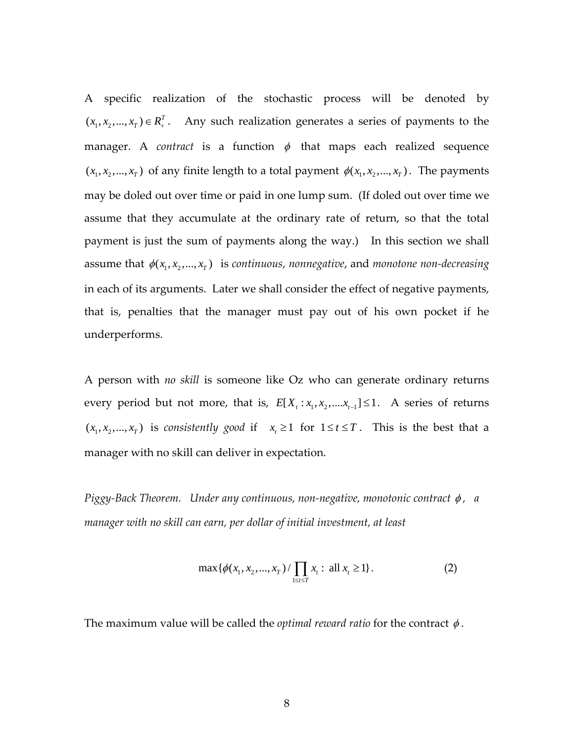A specific realization of the stochastic process will be denoted by $(x_1, x_2, ..., x_T) \in R_+^T$. Any such realization generates a series of payments to the manager. A *contract* is a function $\phi$ that maps each realized sequence $(x_1, x_2, ..., x_T)$ of any finite length to a total payment $\phi(x_1, x_2, ..., x_T)$. The payments may be doled out over time or paid in one lump sum. (If doled out over time we assume that they accumulate at the ordinary rate of return, so that the total payment is just the sum of payments along the way.) In this section we shall assume that $\phi(x_1, x_2, ..., x_T)$ is *continuous*, *nonnegative*, and *monotone non-decreasing* in each of its arguments. Later we shall consider the effect of negative payments, that is, penalties that the manager must pay out of his own pocket if he underperforms.

A person with *no skill* is someone like Oz who can generate ordinary returns every period but not more, that is, $E[X_t : x_1, x_2, ....x_{t-1}] \leq 1$. A series of returns $(x_1, x_2, ..., x_T)$ is *consistently good* if $x_t \geq 1$ for $1 \leq t \leq T$. This is the best that a manager with no skill can deliver in expectation.

*Piggy-Back Theorem. Under any continuous, non-negative, monotonic contract $\phi$, a manager with no skill can earn, per dollar of initial investment, at least*

$$\max\{\phi(x_1, x_2, ..., x_T) / \prod_{1 \leq t \leq T} x_t : \text{ all } x_t \geq 1\}. \tag{2}$$

The maximum value will be called the *optimal reward ratio* for the contract $\phi$.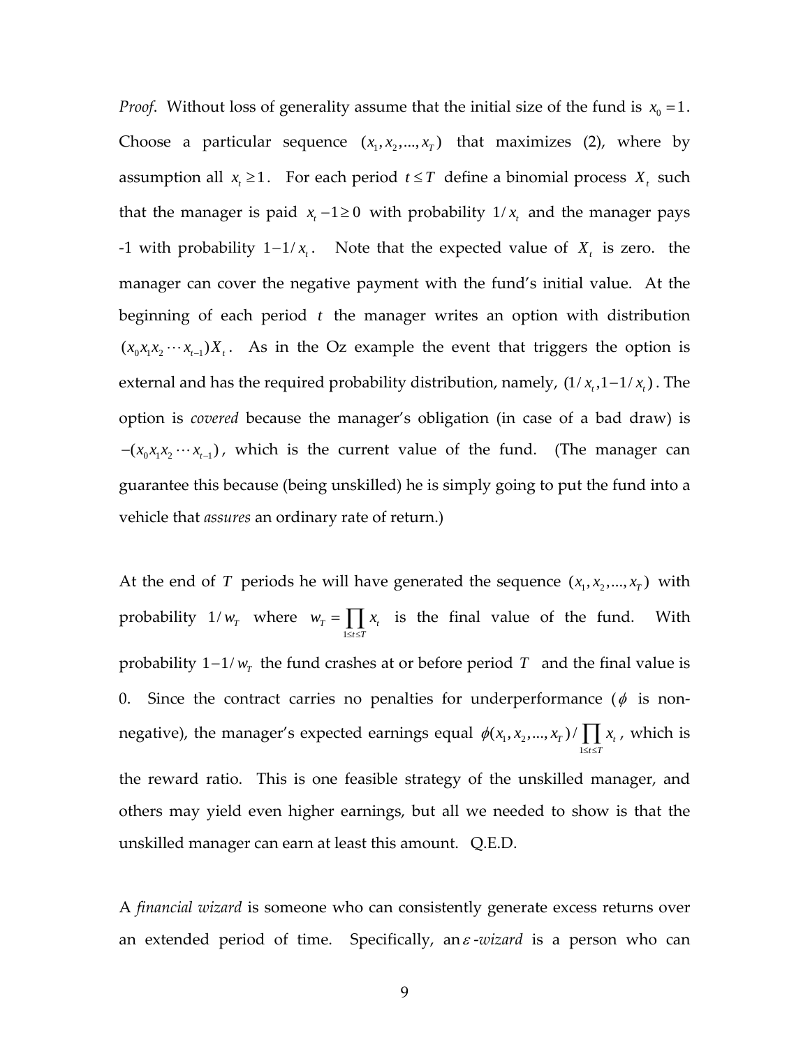*Proof*. Without loss of generality assume that the initial size of the fund is $x_0 = 1$. Choose a particular sequence $(x_1, x_2, ..., x_T)$ that maximizes (2), where by assumption all $x_t \geq 1$. For each period $t \leq T$ define a binomial process $X_t$ such that the manager is paid $x_t - 1 \geq 0$ with probability $1/x_t$ and the manager pays -1 with probability $1 - 1/x_t$. Note that the expected value of $X_t$ is zero. the manager can cover the negative payment with the fund's initial value. At the beginning of each period $t$ the manager writes an option with distribution $(x_0 x_1 x_2 \cdots x_{t-1})X_t$. As in the Oz example the event that triggers the option is external and has the required probability distribution, namely, $(1/x_t, 1-1/x_t)$. The option is *covered* because the manager's obligation (in case of a bad draw) is $-(x_0 x_1 x_2 \cdots x_{t-1})$, which is the current value of the fund. (The manager can guarantee this because (being unskilled) he is simply going to put the fund into a vehicle that *assures* an ordinary rate of return.)

At the end of $T$ periods he will have generated the sequence $(x_1, x_2, ..., x_T)$ with probability $1/w_T$ where $w_T = \prod_{1 \leq t \leq T} x_t$ is the final value of the fund. With probability $1 - 1/w_T$ the fund crashes at or before period $T$ and the final value is 0. Since the contract carries no penalties for underperformance ($\phi$ is non-negative), the manager's expected earnings equal $\phi(x_1, x_2, ..., x_T) / \prod_{1 \leq t \leq T} x_t$, which is the reward ratio. This is one feasible strategy of the unskilled manager, and others may yield even higher earnings, but all we needed to show is that the unskilled manager can earn at least this amount. Q.E.D.

A *financial wizard* is someone who can consistently generate excess returns over an extended period of time. Specifically, an $\varepsilon$*-wizard* is a person who can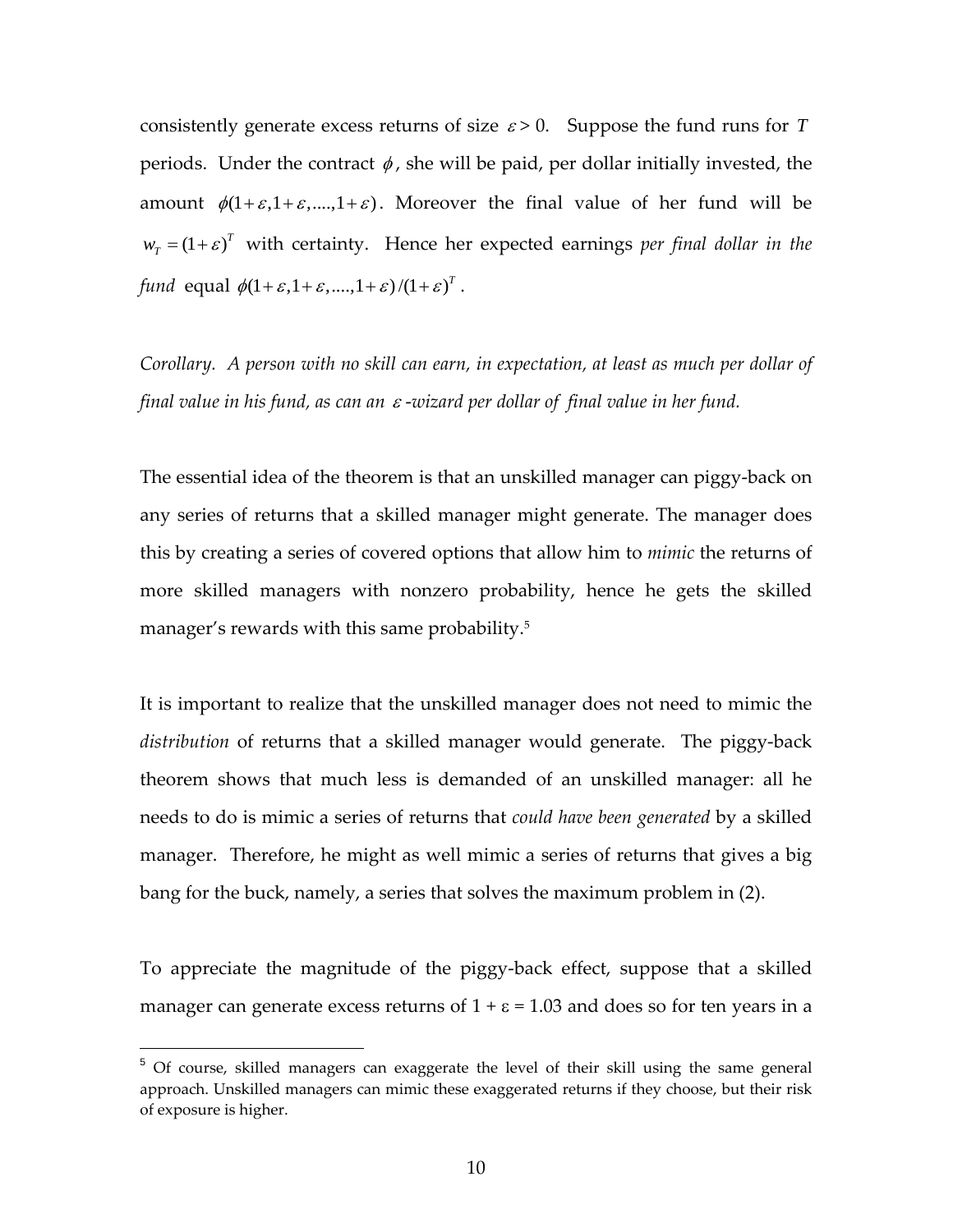consistently generate excess returns of size $\varepsilon > 0$. Suppose the fund runs for $T$ periods. Under the contract $\phi$, she will be paid, per dollar initially invested, the amount $\phi(1+\varepsilon, 1+\varepsilon, ...., 1+\varepsilon)$. Moreover the final value of her fund will be $w_T = (1+\varepsilon)^T$ with certainty. Hence her expected earnings *per final dollar in the fund* equal $\phi(1+\varepsilon, 1+\varepsilon, ...., 1+\varepsilon)/(1+\varepsilon)^T$.

*Corollary. A person with no skill can earn, in expectation, at least as much per dollar of final value in his fund, as can an $\varepsilon$-wizard per dollar of final value in her fund.*

The essential idea of the theorem is that an unskilled manager can piggy-back on any series of returns that a skilled manager might generate. The manager does this by creating a series of covered options that allow him to *mimic* the returns of more skilled managers with nonzero probability, hence he gets the skilled manager's rewards with this same probability.[5]

It is important to realize that the unskilled manager does not need to mimic the *distribution* of returns that a skilled manager would generate. The piggy-back theorem shows that much less is demanded of an unskilled manager: all he needs to do is mimic a series of returns that *could have been generated* by a skilled manager. Therefore, he might as well mimic a series of returns that gives a big bang for the buck, namely, a series that solves the maximum problem in (2).

To appreciate the magnitude of the piggy-back effect, suppose that a skilled manager can generate excess returns of $1 + \varepsilon = 1.03$ and does so for ten years in a

[5] Of course, skilled managers can exaggerate the level of their skill using the same general approach. Unskilled managers can mimic these exaggerated returns if they choose, but their risk of exposure is higher.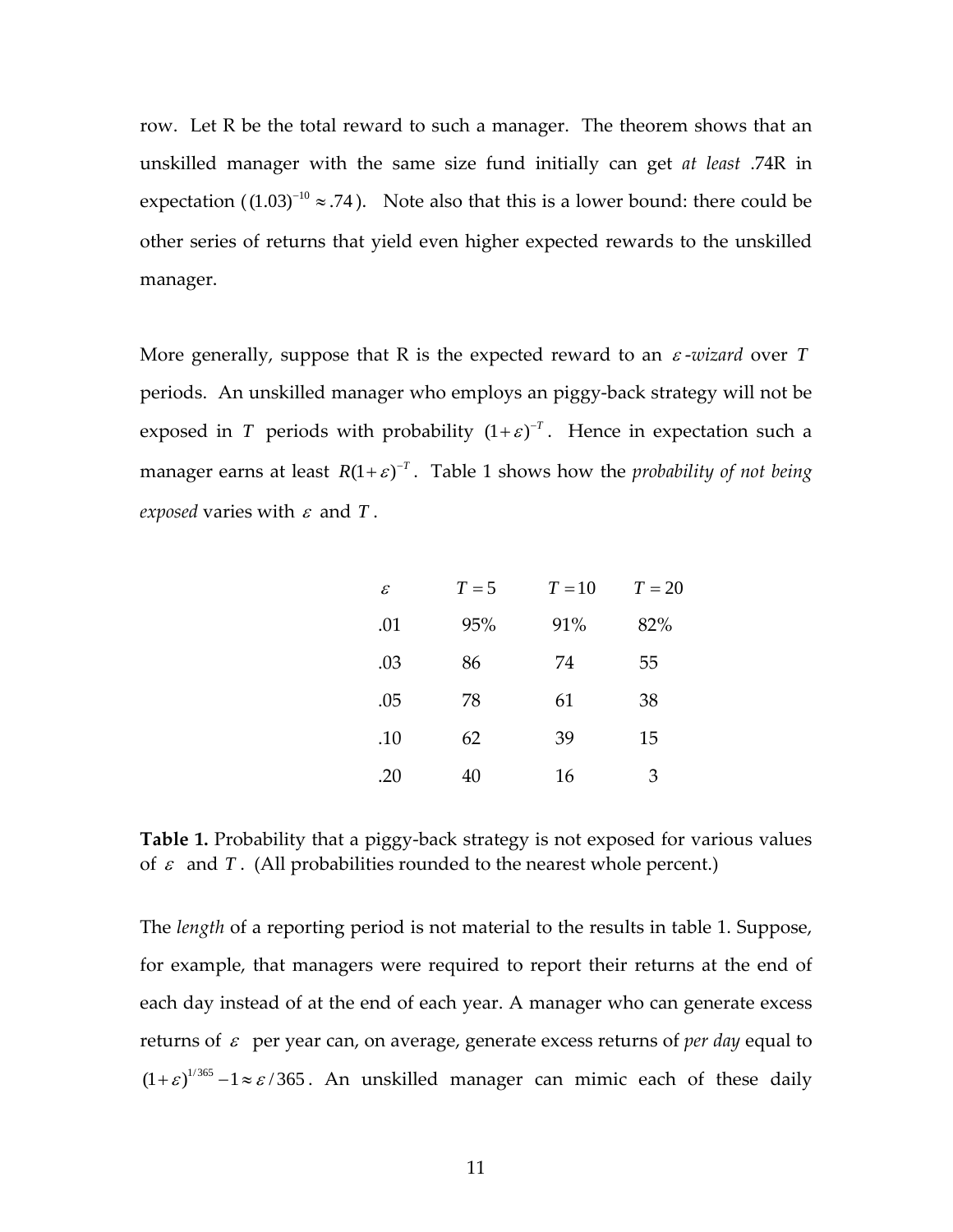row. Let R be the total reward to such a manager. The theorem shows that an unskilled manager with the same size fund initially can get *at least* .74R in expectation ($(1.03)^{-10} \approx .74$). Note also that this is a lower bound: there could be other series of returns that yield even higher expected rewards to the unskilled manager.

More generally, suppose that R is the expected reward to an $\varepsilon$*-wizard* over $T$ periods. An unskilled manager who employs an piggy-back strategy will not be exposed in $T$ periods with probability $(1+\varepsilon)^{-T}$. Hence in expectation such a manager earns at least $R(1+\varepsilon)^{-T}$. Table 1 shows how the *probability of not being exposed* varies with $\varepsilon$ and $T$.

| $\varepsilon$ | $T = 5$ | $T = 10$ | $T = 20$ |
|---|---|---|---|
| .01 | 95% | 91% | 82% |
| .03 | 86 | 74 | 55 |
| .05 | 78 | 61 | 38 |
| .10 | 62 | 39 | 15 |
| .20 | 40 | 16 | 3 |

**Table 1.** Probability that a piggy-back strategy is not exposed for various values of $\varepsilon$ and $T$. (All probabilities rounded to the nearest whole percent.)

The *length* of a reporting period is not material to the results in table 1. Suppose, for example, that managers were required to report their returns at the end of each day instead of at the end of each year. A manager who can generate excess returns of $\varepsilon$ per year can, on average, generate excess returns of *per day* equal to $(1+\varepsilon)^{1/365} - 1 \approx \varepsilon / 365$. An unskilled manager can mimic each of these daily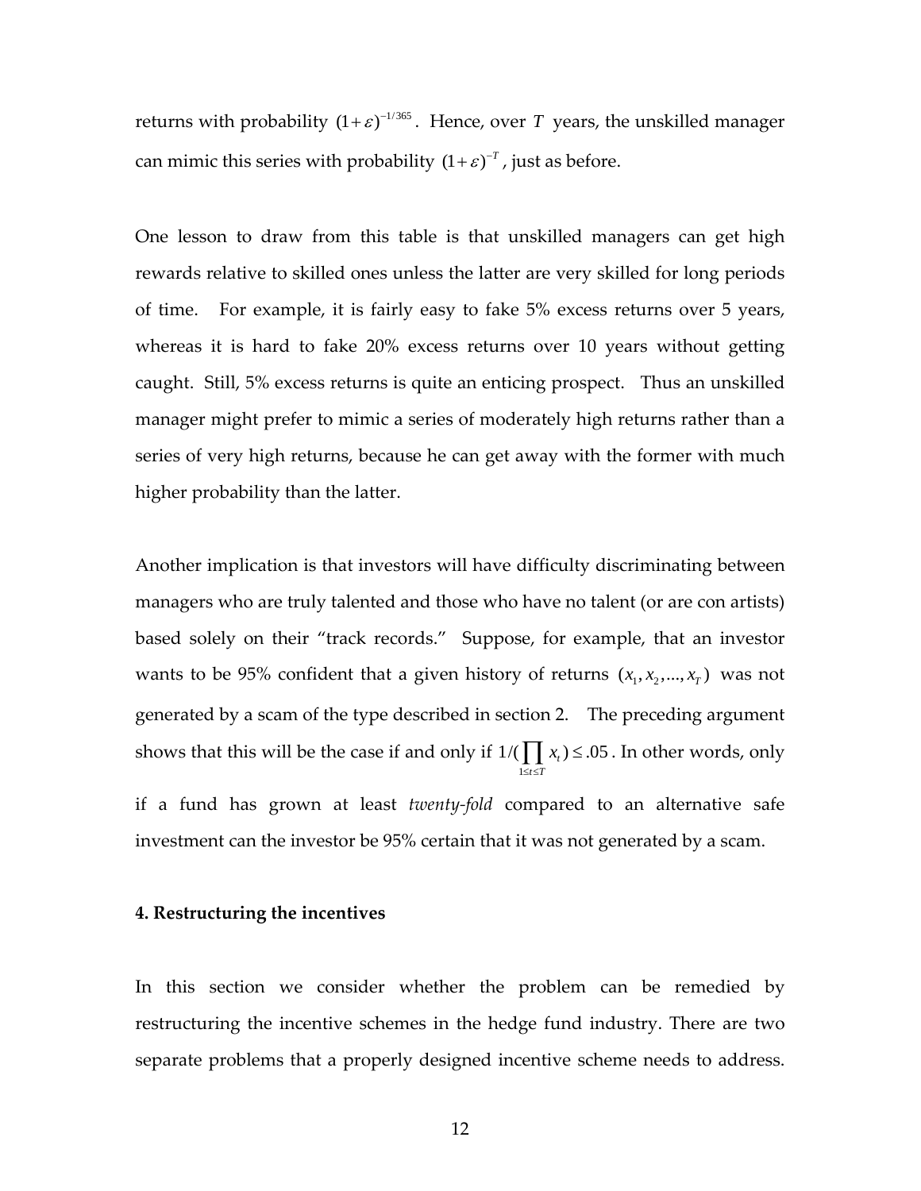returns with probability $(1+\varepsilon)^{-1/365}$. Hence, over $T$ years, the unskilled manager can mimic this series with probability $(1+\varepsilon)^{-T}$, just as before.

One lesson to draw from this table is that unskilled managers can get high rewards relative to skilled ones unless the latter are very skilled for long periods of time. For example, it is fairly easy to fake 5% excess returns over 5 years, whereas it is hard to fake 20% excess returns over 10 years without getting caught. Still, 5% excess returns is quite an enticing prospect. Thus an unskilled manager might prefer to mimic a series of moderately high returns rather than a series of very high returns, because he can get away with the former with much higher probability than the latter.

Another implication is that investors will have difficulty discriminating between managers who are truly talented and those who have no talent (or are con artists) based solely on their "track records." Suppose, for example, that an investor wants to be 95% confident that a given history of returns $(x_1, x_2, ..., x_T)$ was not generated by a scam of the type described in section 2. The preceding argument shows that this will be the case if and only if $1/(\prod_{1 \le t \le T} x_t) \le .05$. In other words, only if a fund has grown at least *twenty-fold* compared to an alternative safe investment can the investor be 95% certain that it was not generated by a scam.

**4. Restructuring the incentives**

In this section we consider whether the problem can be remedied by restructuring the incentive schemes in the hedge fund industry. There are two separate problems that a properly designed incentive scheme needs to address.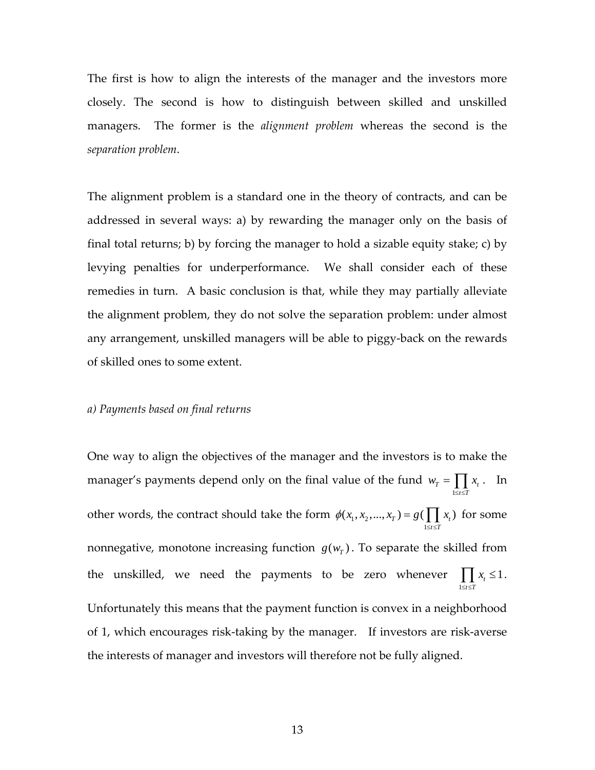The first is how to align the interests of the manager and the investors more closely. The second is how to distinguish between skilled and unskilled managers. The former is the *alignment problem* whereas the second is the *separation problem*.

The alignment problem is a standard one in the theory of contracts, and can be addressed in several ways: a) by rewarding the manager only on the basis of final total returns; b) by forcing the manager to hold a sizable equity stake; c) by levying penalties for underperformance. We shall consider each of these remedies in turn. A basic conclusion is that, while they may partially alleviate the alignment problem, they do not solve the separation problem: under almost any arrangement, unskilled managers will be able to piggy-back on the rewards of skilled ones to some extent.

*a) Payments based on final returns*

One way to align the objectives of the manager and the investors is to make the manager's payments depend only on the final value of the fund $w_T = \prod_{1 \le t \le T} x_t$. In other words, the contract should take the form $\phi(x_1, x_2, ..., x_T) = g(\prod_{1 \le t \le T} x_t)$ for some nonnegative, monotone increasing function $g(w_T)$. To separate the skilled from the unskilled, we need the payments to be zero whenever $\prod_{1 \le t \le T} x_t \le 1$. Unfortunately this means that the payment function is convex in a neighborhood of 1, which encourages risk-taking by the manager. If investors are risk-averse the interests of manager and investors will therefore not be fully aligned.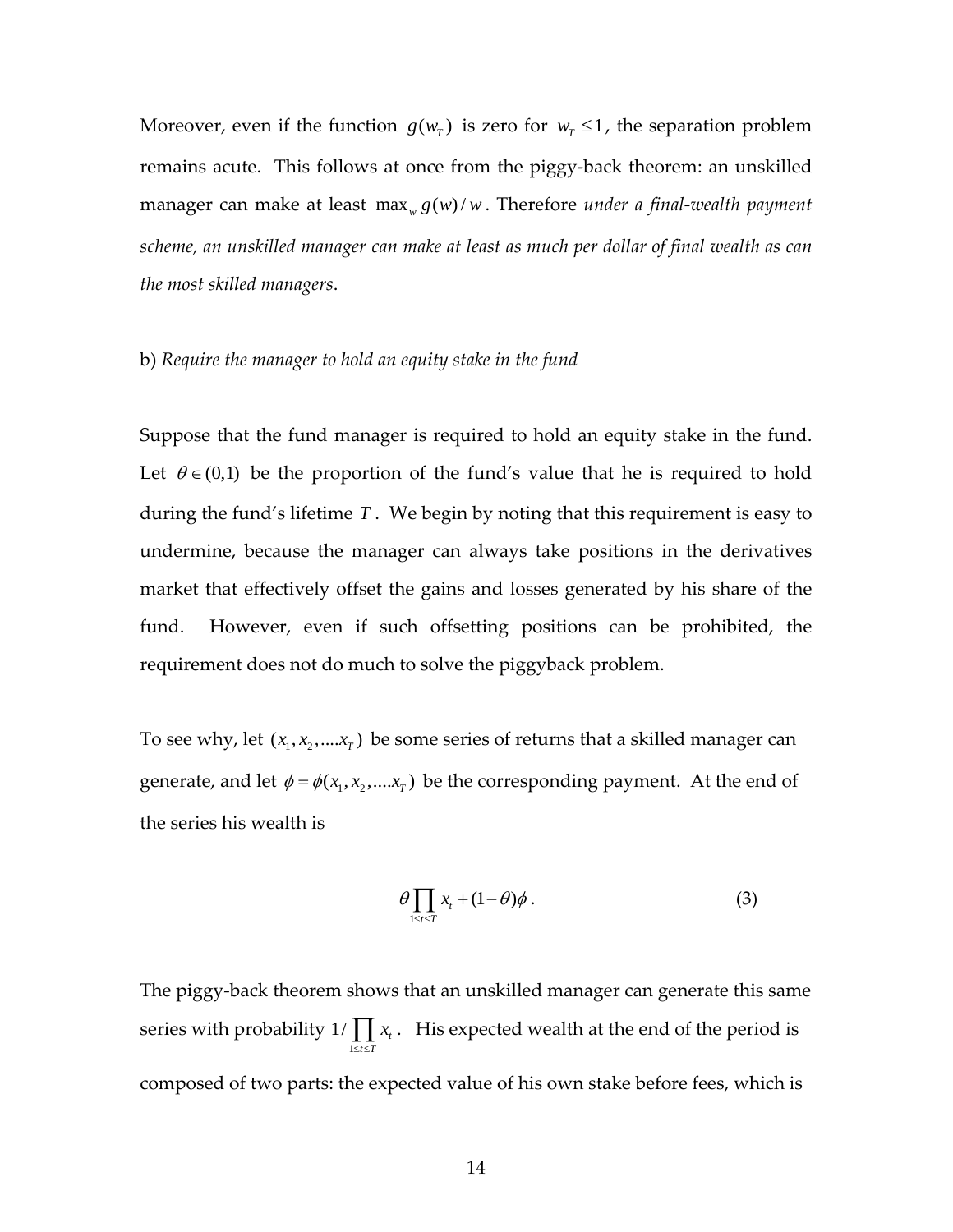Moreover, even if the function $g(w_T)$ is zero for $w_T \leq 1$, the separation problem remains acute. This follows at once from the piggy-back theorem: an unskilled manager can make at least $\max_w g(w)/w$. Therefore *under a final-wealth payment scheme, an unskilled manager can make at least as much per dollar of final wealth as can the most skilled managers*.

b) *Require the manager to hold an equity stake in the fund*

Suppose that the fund manager is required to hold an equity stake in the fund. Let $\theta \in (0,1)$ be the proportion of the fund's value that he is required to hold during the fund's lifetime $T$. We begin by noting that this requirement is easy to undermine, because the manager can always take positions in the derivatives market that effectively offset the gains and losses generated by his share of the fund. However, even if such offsetting positions can be prohibited, the requirement does not do much to solve the piggyback problem.

To see why, let $(x_1, x_2, ....x_T)$ be some series of returns that a skilled manager can generate, and let $\phi = \phi(x_1, x_2, ....x_T)$ be the corresponding payment. At the end of the series his wealth is

$$\theta \prod_{1 \leq t \leq T} x_t + (1-\theta)\phi . \tag{3}$$

The piggy-back theorem shows that an unskilled manager can generate this same series with probability $1/\prod_{1 \leq t \leq T} x_t$. His expected wealth at the end of the period is composed of two parts: the expected value of his own stake before fees, which is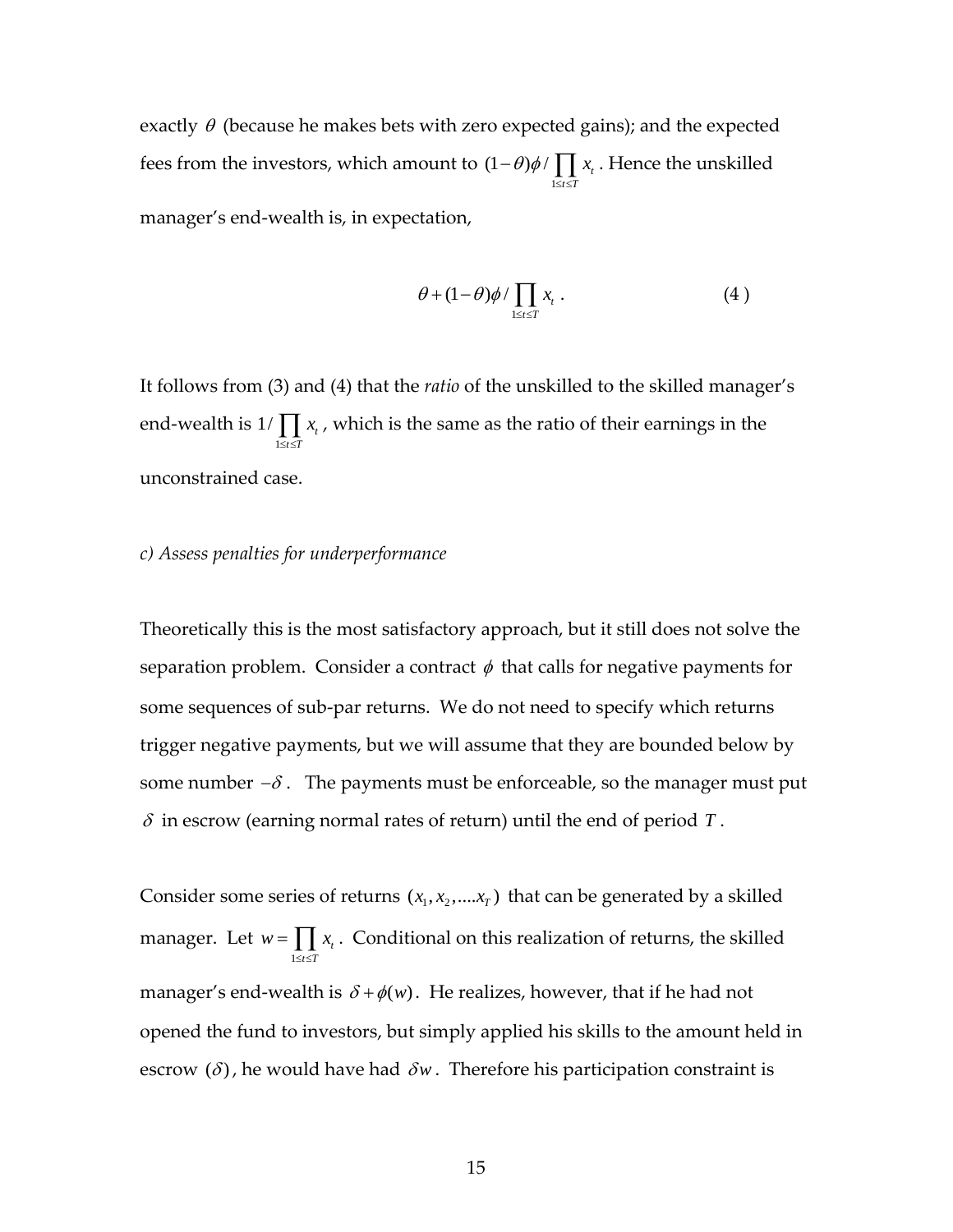exactly $\theta$ (because he makes bets with zero expected gains); and the expected fees from the investors, which amount to $(1-\theta)\phi / \prod_{1\le t\le T} x_t$. Hence the unskilled manager's end-wealth is, in expectation,

$$\theta + (1-\theta)\phi / \prod_{1\le t\le T} x_t \, . \qquad (4)$$

It follows from (3) and (4) that the *ratio* of the unskilled to the skilled manager's end-wealth is $1/\prod_{1\le t\le T} x_t$, which is the same as the ratio of their earnings in the unconstrained case.

*c) Assess penalties for underperformance*

Theoretically this is the most satisfactory approach, but it still does not solve the separation problem. Consider a contract $\phi$ that calls for negative payments for some sequences of sub-par returns. We do not need to specify which returns trigger negative payments, but we will assume that they are bounded below by some number $-\delta$. The payments must be enforceable, so the manager must put $\delta$ in escrow (earning normal rates of return) until the end of period $T$.

Consider some series of returns $(x_1, x_2, \ldots x_T)$ that can be generated by a skilled manager. Let $w = \prod_{1\le t\le T} x_t$. Conditional on this realization of returns, the skilled manager's end-wealth is $\delta + \phi(w)$. He realizes, however, that if he had not opened the fund to investors, but simply applied his skills to the amount held in escrow $(\delta)$, he would have had $\delta w$. Therefore his participation constraint is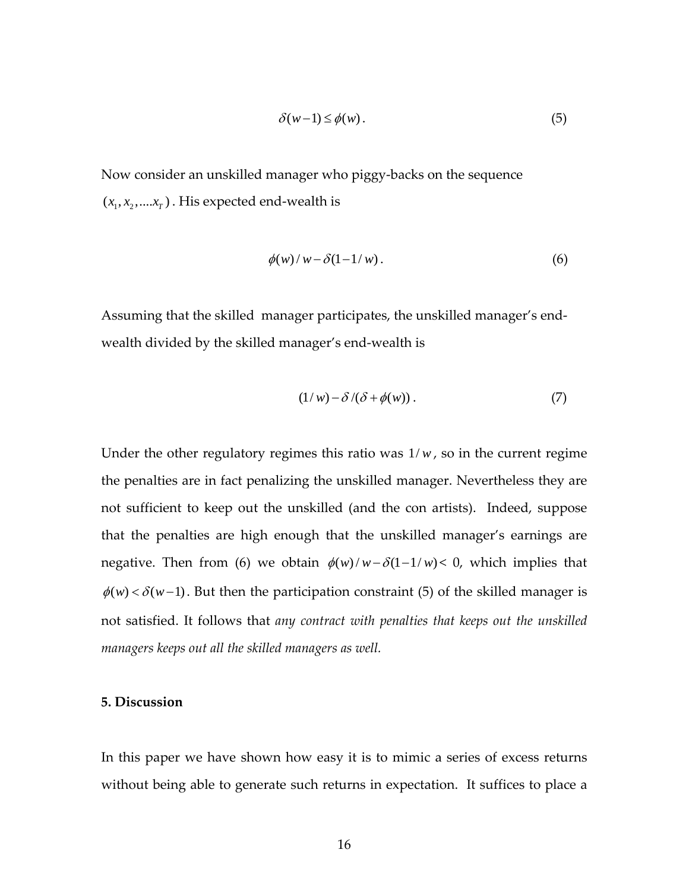$$\delta(w-1) \leq \phi(w). \tag{5}$$

Now consider an unskilled manager who piggy-backs on the sequence $(x_1, x_2, ....x_T)$. His expected end-wealth is

$$\phi(w)/w - \delta(1-1/w). \tag{6}$$

Assuming that the skilled manager participates, the unskilled manager's end-wealth divided by the skilled manager's end-wealth is

$$(1/w) - \delta/(\delta + \phi(w)). \tag{7}$$

Under the other regulatory regimes this ratio was $1/w$, so in the current regime the penalties are in fact penalizing the unskilled manager. Nevertheless they are not sufficient to keep out the unskilled (and the con artists). Indeed, suppose that the penalties are high enough that the unskilled manager's earnings are negative. Then from (6) we obtain $\phi(w)/w - \delta(1-1/w) < 0$, which implies that $\phi(w) < \delta(w-1)$. But then the participation constraint (5) of the skilled manager is not satisfied. It follows that *any contract with penalties that keeps out the unskilled managers keeps out all the skilled managers as well.*

**5. Discussion**

In this paper we have shown how easy it is to mimic a series of excess returns without being able to generate such returns in expectation. It suffices to place a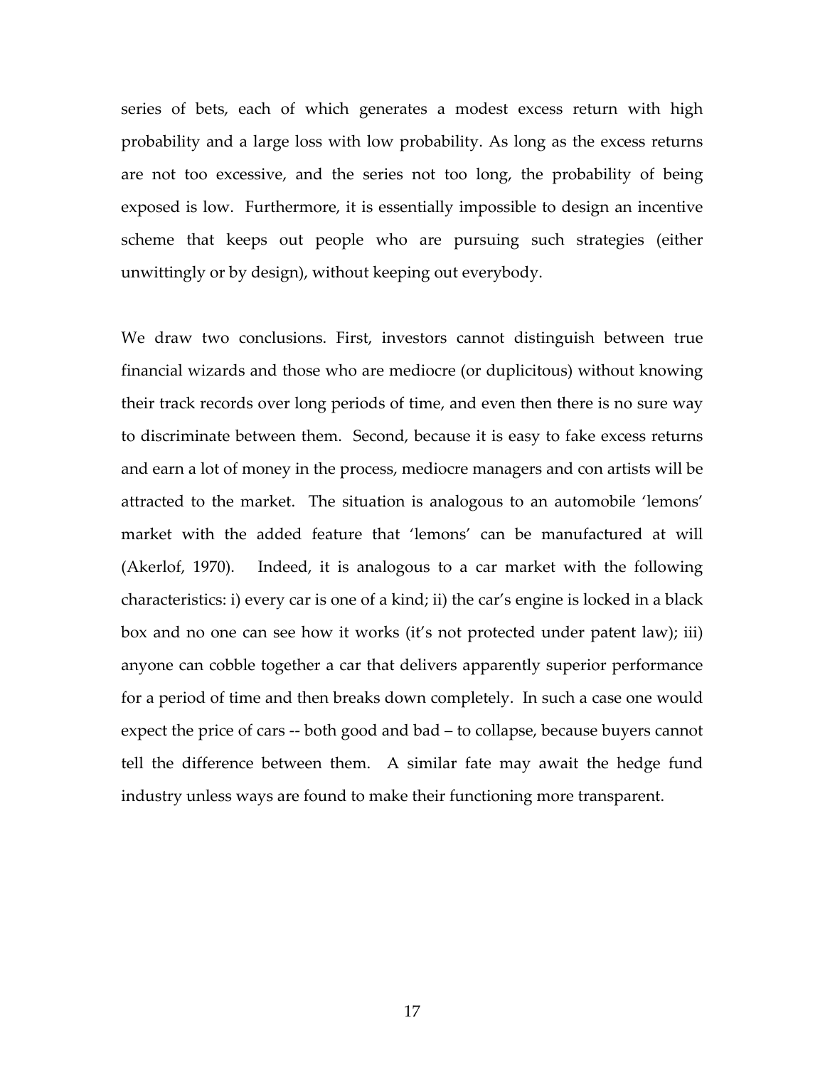series of bets, each of which generates a modest excess return with high probability and a large loss with low probability. As long as the excess returns are not too excessive, and the series not too long, the probability of being exposed is low. Furthermore, it is essentially impossible to design an incentive scheme that keeps out people who are pursuing such strategies (either unwittingly or by design), without keeping out everybody.

We draw two conclusions. First, investors cannot distinguish between true financial wizards and those who are mediocre (or duplicitous) without knowing their track records over long periods of time, and even then there is no sure way to discriminate between them. Second, because it is easy to fake excess returns and earn a lot of money in the process, mediocre managers and con artists will be attracted to the market. The situation is analogous to an automobile 'lemons' market with the added feature that 'lemons' can be manufactured at will (Akerlof, 1970). Indeed, it is analogous to a car market with the following characteristics: i) every car is one of a kind; ii) the car's engine is locked in a black box and no one can see how it works (it's not protected under patent law); iii) anyone can cobble together a car that delivers apparently superior performance for a period of time and then breaks down completely. In such a case one would expect the price of cars -- both good and bad – to collapse, because buyers cannot tell the difference between them. A similar fate may await the hedge fund industry unless ways are found to make their functioning more transparent.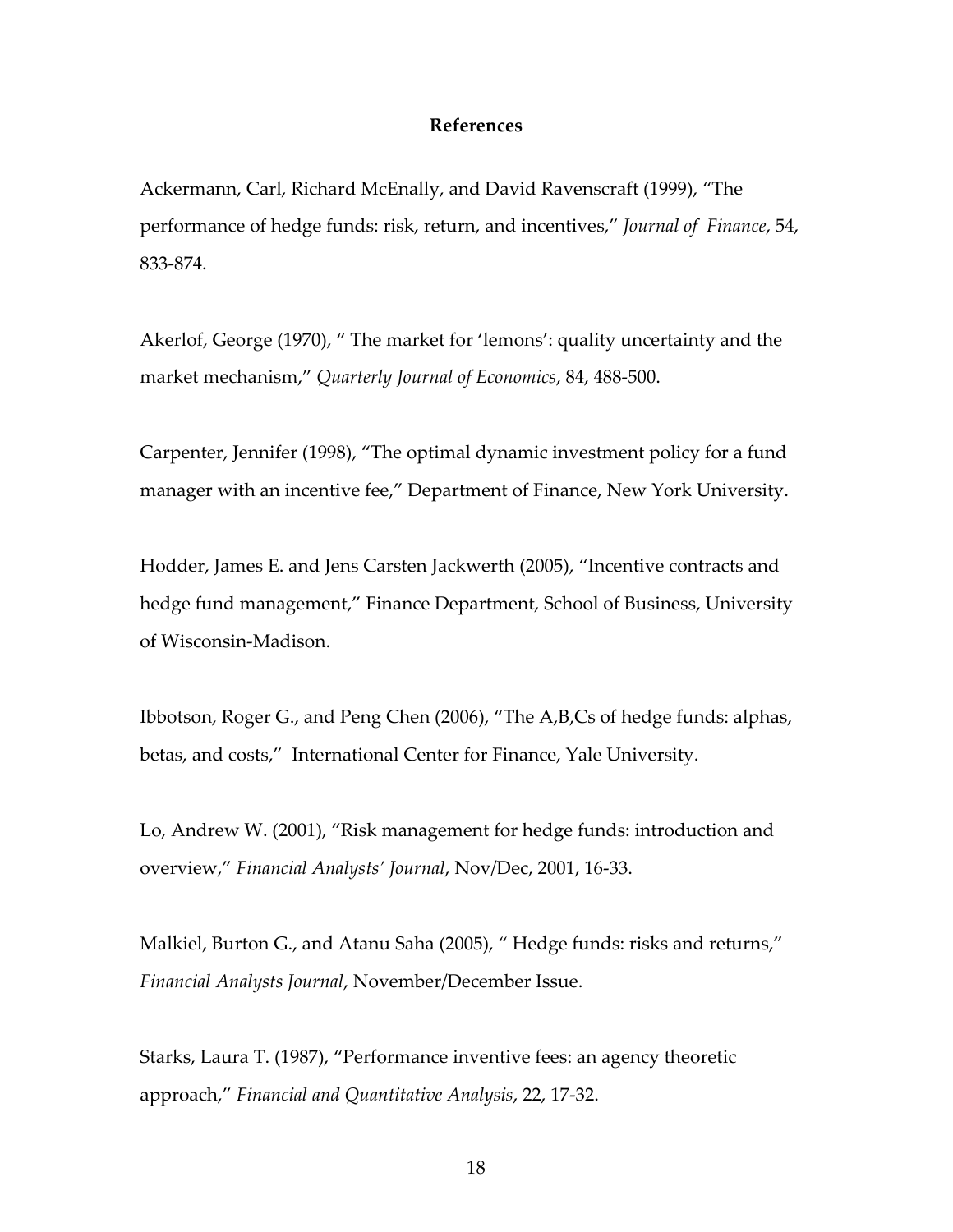# References

Ackermann, Carl, Richard McEnally, and David Ravenscraft (1999), "The performance of hedge funds: risk, return, and incentives," *Journal of Finance*, 54, 833-874.

Akerlof, George (1970), " The market for 'lemons': quality uncertainty and the market mechanism," *Quarterly Journal of Economics*, 84, 488-500.

Carpenter, Jennifer (1998), "The optimal dynamic investment policy for a fund manager with an incentive fee," Department of Finance, New York University.

Hodder, James E. and Jens Carsten Jackwerth (2005), "Incentive contracts and hedge fund management," Finance Department, School of Business, University of Wisconsin-Madison.

Ibbotson, Roger G., and Peng Chen (2006), "The A,B,Cs of hedge funds: alphas, betas, and costs," International Center for Finance, Yale University.

Lo, Andrew W. (2001), "Risk management for hedge funds: introduction and overview," *Financial Analysts' Journal*, Nov/Dec, 2001, 16-33.

Malkiel, Burton G., and Atanu Saha (2005), " Hedge funds: risks and returns," *Financial Analysts Journal*, November/December Issue.

Starks, Laura T. (1987), "Performance inventive fees: an agency theoretic approach," *Financial and Quantitative Analysis*, 22, 17-32.